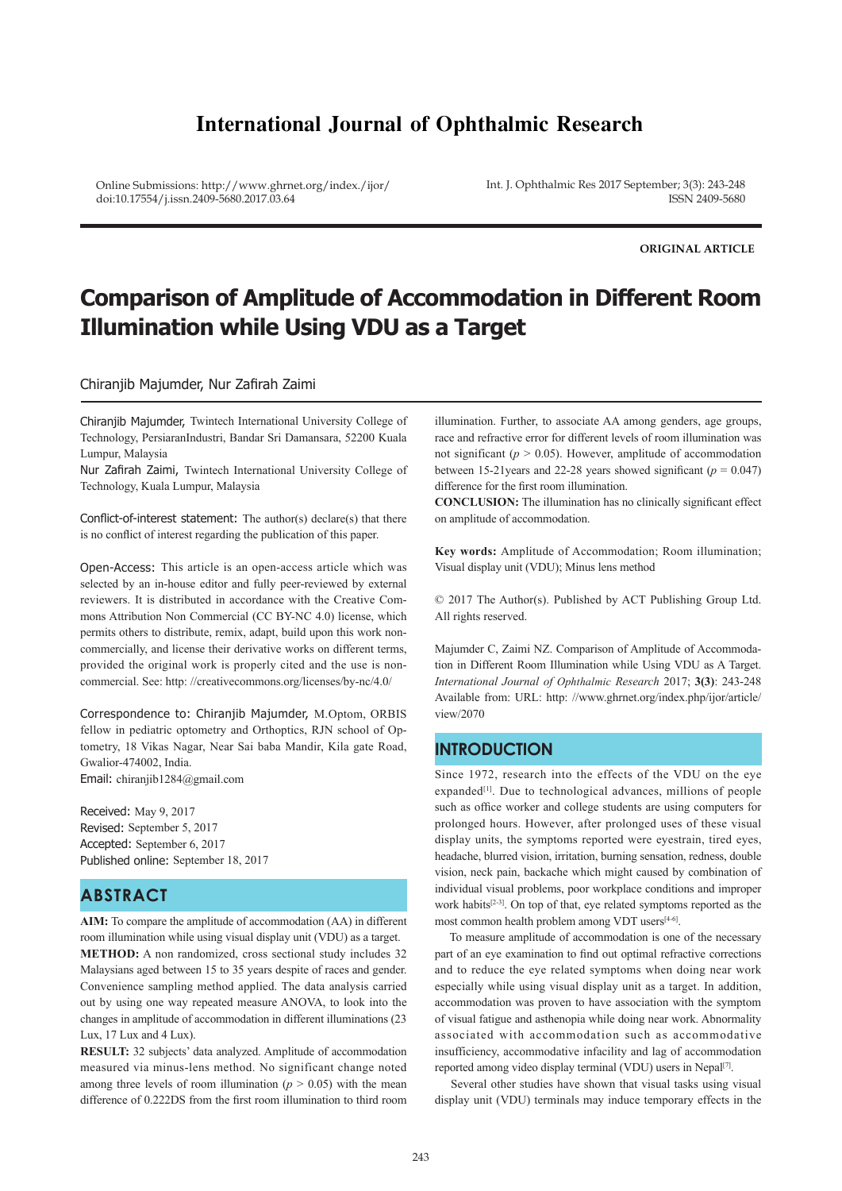# International Journal of Ophthalmic Research

Online Submissions: http://www.ghrnet.org/index./ijor/
doi:10.17554/j.issn.2409-5680.2017.03.64

Int. J. Ophthalmic Res 2017 September; 3(3): 243-248
ISSN 2409-5680

**ORIGINAL ARTICLE**

# Comparison of Amplitude of Accommodation in Different Room Illumination while Using VDU as a Target

Chiranjib Majumder, Nur Zafirah Zaimi

Chiranjib Majumder, Twintech International University College of Technology, PersiaranIndustri, Bandar Sri Damansara, 52200 Kuala Lumpur, Malaysia

Nur Zafirah Zaimi, Twintech International University College of Technology, Kuala Lumpur, Malaysia

Conflict-of-interest statement: The author(s) declare(s) that there is no conflict of interest regarding the publication of this paper.

Open-Access: This article is an open-access article which was selected by an in-house editor and fully peer-reviewed by external reviewers. It is distributed in accordance with the Creative Commons Attribution Non Commercial (CC BY-NC 4.0) license, which permits others to distribute, remix, adapt, build upon this work non-commercially, and license their derivative works on different terms, provided the original work is properly cited and the use is non-commercial. See: http: //creativecommons.org/licenses/by-nc/4.0/

Correspondence to: Chiranjib Majumder, M.Optom, ORBIS fellow in pediatric optometry and Orthoptics, RJN school of Optometry, 18 Vikas Nagar, Near Sai baba Mandir, Kila gate Road, Gwalior-474002, India.
Email: chiranjib1284@gmail.com

Received: May 9, 2017
Revised: September 5, 2017
Accepted: September 6, 2017
Published online: September 18, 2017

## ABSTRACT

**AIM:** To compare the amplitude of accommodation (AA) in different room illumination while using visual display unit (VDU) as a target.

**METHOD:** A non randomized, cross sectional study includes 32 Malaysians aged between 15 to 35 years despite of races and gender. Convenience sampling method applied. The data analysis carried out by using one way repeated measure ANOVA, to look into the changes in amplitude of accommodation in different illuminations (23 Lux, 17 Lux and 4 Lux).

**RESULT:** 32 subjects' data analyzed. Amplitude of accommodation measured via minus-lens method. No significant change noted among three levels of room illumination ($p > 0.05$) with the mean difference of 0.222DS from the first room illumination to third room illumination. Further, to associate AA among genders, age groups, race and refractive error for different levels of room illumination was not significant ($p > 0.05$). However, amplitude of accommodation between 15-21years and 22-28 years showed significant ($p = 0.047$) difference for the first room illumination.

**CONCLUSION:** The illumination has no clinically significant effect on amplitude of accommodation.

**Key words:** Amplitude of Accommodation; Room illumination; Visual display unit (VDU); Minus lens method

© 2017 The Author(s). Published by ACT Publishing Group Ltd. All rights reserved.

Majumder C, Zaimi NZ. Comparison of Amplitude of Accommodation in Different Room Illumination while Using VDU as A Target. *International Journal of Ophthalmic Research* 2017; **3(3)**: 243-248 Available from: URL: http: //www.ghrnet.org/index.php/ijor/article/view/2070

## INTRODUCTION

Since 1972, research into the effects of the VDU on the eye expanded[1]. Due to technological advances, millions of people such as office worker and college students are using computers for prolonged hours. However, after prolonged uses of these visual display units, the symptoms reported were eyestrain, tired eyes, headache, blurred vision, irritation, burning sensation, redness, double vision, neck pain, backache which might caused by combination of individual visual problems, poor workplace conditions and improper work habits[2-3]. On top of that, eye related symptoms reported as the most common health problem among VDT users[4-6].

To measure amplitude of accommodation is one of the necessary part of an eye examination to find out optimal refractive corrections and to reduce the eye related symptoms when doing near work especially while using visual display unit as a target. In addition, accommodation was proven to have association with the symptom of visual fatigue and asthenopia while doing near work. Abnormality associated with accommodation such as accommodative insufficiency, accommodative infacility and lag of accommodation reported among video display terminal (VDU) users in Nepal[7].

Several other studies have shown that visual tasks using visual display unit (VDU) terminals may induce temporary effects in the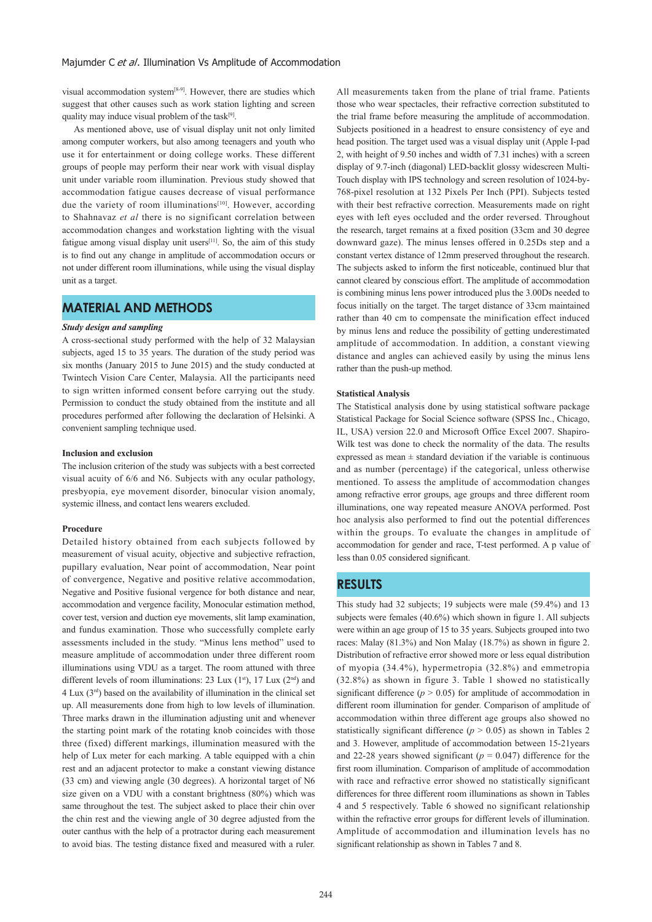visual accommodation system[8-9]. However, there are studies which suggest that other causes such as work station lighting and screen quality may induce visual problem of the task[9].

As mentioned above, use of visual display unit not only limited among computer workers, but also among teenagers and youth who use it for entertainment or doing college works. These different groups of people may perform their near work with visual display unit under variable room illumination. Previous study showed that accommodation fatigue causes decrease of visual performance due the variety of room illuminations[10]. However, according to Shahnavaz *et al* there is no significant correlation between accommodation changes and workstation lighting with the visual fatigue among visual display unit users[11]. So, the aim of this study is to find out any change in amplitude of accommodation occurs or not under different room illuminations, while using the visual display unit as a target.

## MATERIAL AND METHODS

***Study design and sampling***

A cross-sectional study performed with the help of 32 Malaysian subjects, aged 15 to 35 years. The duration of the study period was six months (January 2015 to June 2015) and the study conducted at Twintech Vision Care Center, Malaysia. All the participants need to sign written informed consent before carrying out the study. Permission to conduct the study obtained from the institute and all procedures performed after following the declaration of Helsinki. A convenient sampling technique used.

**Inclusion and exclusion**

The inclusion criterion of the study was subjects with a best corrected visual acuity of 6/6 and N6. Subjects with any ocular pathology, presbyopia, eye movement disorder, binocular vision anomaly, systemic illness, and contact lens wearers excluded.

**Procedure**

Detailed history obtained from each subjects followed by measurement of visual acuity, objective and subjective refraction, pupillary evaluation, Near point of accommodation, Near point of convergence, Negative and positive relative accommodation, Negative and Positive fusional vergence for both distance and near, accommodation and vergence facility, Monocular estimation method, cover test, version and duction eye movements, slit lamp examination, and fundus examination. Those who successfully complete early assessments included in the study. "Minus lens method" used to measure amplitude of accommodation under three different room illuminations using VDU as a target. The room attuned with three different levels of room illuminations: 23 Lux (1st), 17 Lux (2nd) and 4 Lux (3rd) based on the availability of illumination in the clinical set up. All measurements done from high to low levels of illumination. Three marks drawn in the illumination adjusting unit and whenever the starting point mark of the rotating knob coincides with those three (fixed) different markings, illumination measured with the help of Lux meter for each marking. A table equipped with a chin rest and an adjacent protector to make a constant viewing distance (33 cm) and viewing angle (30 degrees). A horizontal target of N6 size given on a VDU with a constant brightness (80%) which was same throughout the test. The subject asked to place their chin over the chin rest and the viewing angle of 30 degree adjusted from the outer canthus with the help of a protractor during each measurement to avoid bias. The testing distance fixed and measured with a ruler. All measurements taken from the plane of trial frame. Patients those who wear spectacles, their refractive correction substituted to the trial frame before measuring the amplitude of accommodation. Subjects positioned in a headrest to ensure consistency of eye and head position. The target used was a visual display unit (Apple I-pad 2, with height of 9.50 inches and width of 7.31 inches) with a screen display of 9.7-inch (diagonal) LED-backlit glossy widescreen Multi-Touch display with IPS technology and screen resolution of 1024-by-768-pixel resolution at 132 Pixels Per Inch (PPI). Subjects tested with their best refractive correction. Measurements made on right eyes with left eyes occluded and the order reversed. Throughout the research, target remains at a fixed position (33cm and 30 degree downward gaze). The minus lenses offered in 0.25Ds step and a constant vertex distance of 12mm preserved throughout the research. The subjects asked to inform the first noticeable, continued blur that cannot cleared by conscious effort. The amplitude of accommodation is combining minus lens power introduced plus the 3.00Ds needed to focus initially on the target. The target distance of 33cm maintained rather than 40 cm to compensate the minification effect induced by minus lens and reduce the possibility of getting underestimated amplitude of accommodation. In addition, a constant viewing distance and angles can achieved easily by using the minus lens rather than the push-up method.

**Statistical Analysis**

The Statistical analysis done by using statistical software package Statistical Package for Social Science software (SPSS Inc, Chicago, IL, USA) version 22.0 and Microsoft Office Excel 2007. Shapiro-Wilk test was done to check the normality of the data. The results expressed as mean ± standard deviation if the variable is continuous and as number (percentage) if the categorical, unless otherwise mentioned. To assess the amplitude of accommodation changes among refractive error groups, age groups and three different room illuminations, one way repeated measure ANOVA performed. Post hoc analysis also performed to find out the potential differences within the groups. To evaluate the changes in amplitude of accommodation for gender and race, T-test performed. A p value of less than 0.05 considered significant.

## RESULTS

This study had 32 subjects; 19 subjects were male (59.4%) and 13 subjects were females (40.6%) which shown in figure 1. All subjects were within an age group of 15 to 35 years. Subjects grouped into two races: Malay (81.3%) and Non Malay (18.7%) as shown in figure 2. Distribution of refractive error showed more or less equal distribution of myopia (34.4%), hypermetropia (32.8%) and emmetropia (32.8%) as shown in figure 3. Table 1 showed no statistically significant difference ($p > 0.05$) for amplitude of accommodation in different room illumination for gender. Comparison of amplitude of accommodation within three different age groups also showed no statistically significant difference ($p > 0.05$) as shown in Tables 2 and 3. However, amplitude of accommodation between 15-21years and 22-28 years showed significant ($p = 0.047$) difference for the first room illumination. Comparison of amplitude of accommodation with race and refractive error showed no statistically significant differences for three different room illuminations as shown in Tables 4 and 5 respectively. Table 6 showed no significant relationship within the refractive error groups for different levels of illumination. Amplitude of accommodation and illumination levels has no significant relationship as shown in Tables 7 and 8.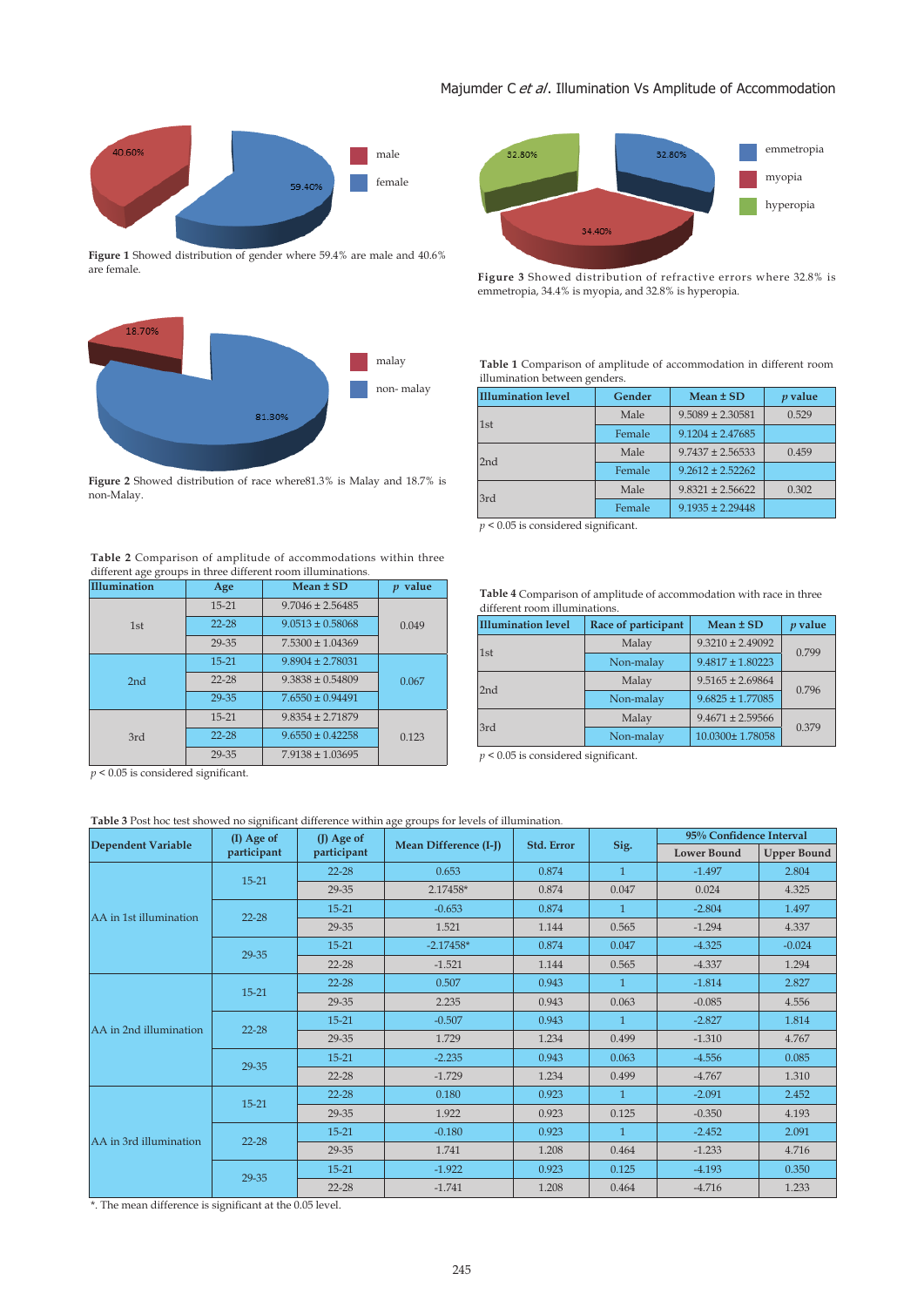Figure 1 Showed distribution of gender where 59.4% are male and 40.6% are female.

Figure 3 Showed distribution of refractive errors where 32.8% is emmetropia, 34.4% is myopia, and 32.8% is hyperopia.

Figure 2 Showed distribution of race where81.3% is Malay and 18.7% is non-Malay.

**Table 1** Comparison of amplitude of accommodation in different room illumination between genders.

| Illumination level | Gender | Mean ± SD | *p* value |
|---|---|---|---|
| 1st | Male | 9.5089 ± 2.30581 | 0.529 |
| | Female | 9.1204 ± 2.47685 | |
| 2nd | Male | 9.7437 ± 2.56533 | 0.459 |
| | Female | 9.2612 ± 2.52262 | |
| 3rd | Male | 9.8321 ± 2.56622 | 0.302 |
| | Female | 9.1935 ± 2.29448 | |

$p < 0.05$ is considered significant.

**Table 2** Comparison of amplitude of accommodations within three different age groups in three different room illuminations.

| Illumination | Age | Mean ± SD | *p* value |
|---|---|---|---|
| 1st | 15-21 | 9.7046 ± 2.56485 | 0.049 |
| | 22-28 | 9.0513 ± 0.58068 | |
| | 29-35 | 7.5300 ± 1.04369 | |
| 2nd | 15-21 | 9.8904 ± 2.78031 | 0.067 |
| | 22-28 | 9.3838 ± 0.54809 | |
| | 29-35 | 7.6550 ± 0.94491 | |
| 3rd | 15-21 | 9.8354 ± 2.71879 | 0.123 |
| | 22-28 | 9.6550 ± 0.42258 | |
| | 29-35 | 7.9138 ± 1.03695 | |

$p < 0.05$ is considered significant.

**Table 4** Comparison of amplitude of accommodation with race in three different room illuminations.

| Illumination level | Race of participant | Mean ± SD | *p* value |
|---|---|---|---|
| 1st | Malay | 9.3210 ± 2.49092 | 0.799 |
| | Non-malay | 9.4817 ± 1.80223 | |
| 2nd | Malay | 9.5165 ± 2.69864 | 0.796 |
| | Non-malay | 9.6825 ± 1.77085 | |
| 3rd | Malay | 9.4671 ± 2.59566 | 0.379 |
| | Non-malay | 10.0300± 1.78058 | |

$p < 0.05$ is considered significant.

**Table 3** Post hoc test showed no significant difference within age groups for levels of illumination.

| Dependent Variable | (I) Age of participant | (J) Age of participant | Mean Difference (I-J) | Std. Error | Sig. | 95% Confidence Interval | |
|---|---|---|---|---|---|---|---|
| | | | | | | Lower Bound | Upper Bound |
| AA in 1st illumination | 15-21 | 22-28 | 0.653 | 0.874 | 1 | -1.497 | 2.804 |
| | | 29-35 | 2.17458* | 0.874 | 0.047 | 0.024 | 4.325 |
| | 22-28 | 15-21 | -0.653 | 0.874 | 1 | -2.804 | 1.497 |
| | | 29-35 | 1.521 | 1.144 | 0.565 | -1.294 | 4.337 |
| | 29-35 | 15-21 | -2.17458* | 0.874 | 0.047 | -4.325 | -0.024 |
| | | 22-28 | -1.521 | 1.144 | 0.565 | -4.337 | 1.294 |
| AA in 2nd illumination | 15-21 | 22-28 | 0.507 | 0.943 | 1 | -1.814 | 2.827 |
| | | 29-35 | 2.235 | 0.943 | 0.063 | -0.085 | 4.556 |
| | 22-28 | 15-21 | -0.507 | 0.943 | 1 | -2.827 | 1.814 |
| | | 29-35 | 1.729 | 1.234 | 0.499 | -1.310 | 4.767 |
| | 29-35 | 15-21 | -2.235 | 0.943 | 0.063 | -4.556 | 0.085 |
| | | 22-28 | -1.729 | 1.234 | 0.499 | -4.767 | 1.310 |
| AA in 3rd illumination | 15-21 | 22-28 | 0.180 | 0.923 | 1 | -2.091 | 2.452 |
| | | 29-35 | 1.922 | 0.923 | 0.125 | -0.350 | 4.193 |
| | 22-28 | 15-21 | -0.180 | 0.923 | 1 | -2.452 | 2.091 |
| | | 29-35 | 1.741 | 1.208 | 0.464 | -1.233 | 4.716 |
| | 29-35 | 15-21 | -1.922 | 0.923 | 0.125 | -4.193 | 0.350 |
| | | 22-28 | -1.741 | 1.208 | 0.464 | -4.716 | 1.233 |

*. The mean difference is significant at the 0.05 level.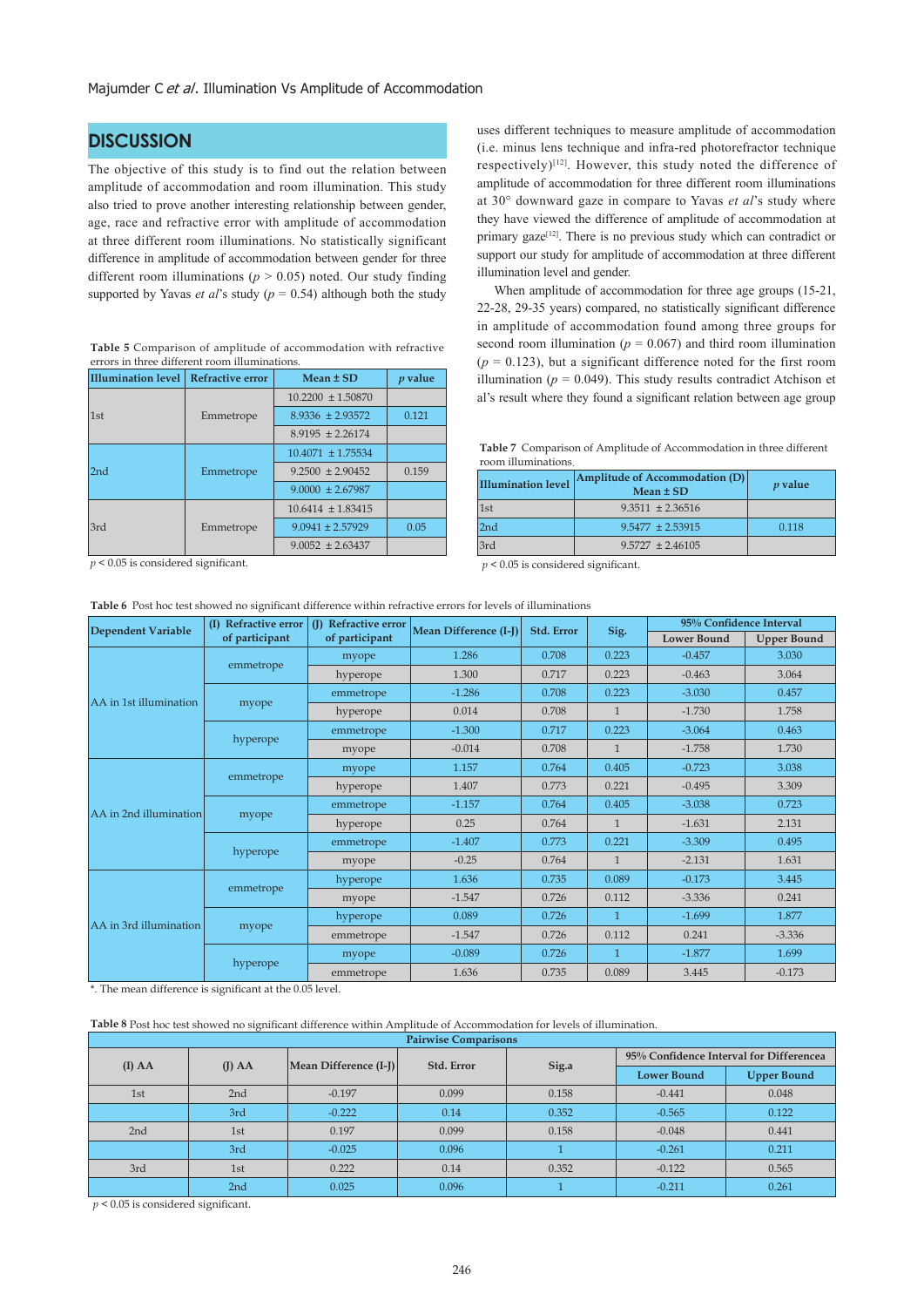## DISCUSSION

The objective of this study is to find out the relation between amplitude of accommodation and room illumination. This study also tried to prove another interesting relationship between gender, age, race and refractive error with amplitude of accommodation at three different room illuminations. No statistically significant difference in amplitude of accommodation between gender for three different room illuminations ($p > 0.05$) noted. Our study finding supported by Yavas *et al*'s study ($p = 0.54$) although both the study uses different techniques to measure amplitude of accommodation (i.e. minus lens technique and infra-red photorefractor technique respectively)[12]. However, this study noted the difference of amplitude of accommodation for three different room illuminations at 30° downward gaze in compare to Yavas *et al*'s study where they have viewed the difference of amplitude of accommodation at primary gaze[12]. There is no previous study which can contradict or support our study for amplitude of accommodation at three different illumination level and gender.

When amplitude of accommodation for three age groups (15-21, 22-28, 29-35 years) compared, no statistically significant difference in amplitude of accommodation found among three groups for second room illumination ($p = 0.067$) and third room illumination ($p = 0.123$), but a significant difference noted for the first room illumination ($p = 0.049$). This study results contradict Atchison et al's result where they found a significant relation between age group

**Table 5** Comparison of amplitude of accommodation with refractive errors in three different room illuminations.

| Illumination level | Refractive error | Mean ± SD | *p* value |
|---|---|---|---|
| 1st | Emmetrope | 10.2200 ± 1.50870 | |
| | | 8.9336 ± 2.93572 | 0.121 |
| | | 8.9195 ± 2.26174 | |
| 2nd | Emmetrope | 10.4071 ± 1.75534 | |
| | | 9.2500 ± 2.90452 | 0.159 |
| | | 9.0000 ± 2.67987 | |
| 3rd | Emmetrope | 10.6414 ± 1.83415 | |
| | | 9.0941 ± 2.57929 | 0.05 |
| | | 9.0052 ± 2.63437 | |

$p < 0.05$ is considered significant.

**Table 7** Comparison of Amplitude of Accommodation in three different room illuminations.

| Illumination level | Amplitude of Accommodation (D) Mean ± SD | *p* value |
|---|---|---|
| 1st | 9.3511 ± 2.36516 | |
| 2nd | 9.5477 ± 2.53915 | 0.118 |
| 3rd | 9.5727 ± 2.46105 | |

$p < 0.05$ is considered significant.

**Table 6** Post hoc test showed no significant difference within refractive errors for levels of illuminations

| Dependent Variable | (I) Refractive error of participant | (J) Refractive error of participant | Mean Difference (I-J) | Std. Error | Sig. | 95% Confidence Interval | |
|---|---|---|---|---|---|---|---|
| | | | | | | Lower Bound | Upper Bound |
| AA in 1st illumination | emmetrope | myope | 1.286 | 0.708 | 0.223 | -0.457 | 3.030 |
| | | hyperope | 1.300 | 0.717 | 0.223 | -0.463 | 3.064 |
| | myope | emmetrope | -1.286 | 0.708 | 0.223 | -3.030 | 0.457 |
| | | hyperope | 0.014 | 0.708 | 1 | -1.730 | 1.758 |
| | hyperope | emmetrope | -1.300 | 0.717 | 0.223 | -3.064 | 0.463 |
| | | myope | -0.014 | 0.708 | 1 | -1.758 | 1.730 |
| AA in 2nd illumination | emmetrope | myope | 1.157 | 0.764 | 0.405 | -0.723 | 3.038 |
| | | hyperope | 1.407 | 0.773 | 0.221 | -0.495 | 3.309 |
| | myope | emmetrope | -1.157 | 0.764 | 0.405 | -3.038 | 0.723 |
| | | hyperope | 0.25 | 0.764 | 1 | -1.631 | 2.131 |
| | hyperope | emmetrope | -1.407 | 0.773 | 0.221 | -3.309 | 0.495 |
| | | myope | -0.25 | 0.764 | 1 | -2.131 | 1.631 |
| AA in 3rd illumination | emmetrope | hyperope | 1.636 | 0.735 | 0.089 | -0.173 | 3.445 |
| | | myope | -1.547 | 0.726 | 0.112 | -3.336 | 0.241 |
| | myope | hyperope | 0.089 | 0.726 | 1 | -1.699 | 1.877 |
| | | emmetrope | -1.547 | 0.726 | 0.112 | 0.241 | -3.336 |
| | hyperope | myope | -0.089 | 0.726 | 1 | -1.877 | 1.699 |
| | | emmetrope | 1.636 | 0.735 | 0.089 | 3.445 | -0.173 |

*. The mean difference is significant at the 0.05 level.

**Table 8** Post hoc test showed no significant difference within Amplitude of Accommodation for levels of illumination.

| Pairwise Comparisons | | | | | | |
|---|---|---|---|---|---|---|
| (I) AA | (J) AA | Mean Difference (I-J) | Std. Error | Sig.a | 95% Confidence Interval for Differencea | |
| | | | | | Lower Bound | Upper Bound |
| 1st | 2nd | -0.197 | 0.099 | 0.158 | -0.441 | 0.048 |
| | 3rd | -0.222 | 0.14 | 0.352 | -0.565 | 0.122 |
| 2nd | 1st | 0.197 | 0.099 | 0.158 | -0.048 | 0.441 |
| | 3rd | -0.025 | 0.096 | 1 | -0.261 | 0.211 |
| 3rd | 1st | 0.222 | 0.14 | 0.352 | -0.122 | 0.565 |
| | 2nd | 0.025 | 0.096 | 1 | -0.211 | 0.261 |

$p < 0.05$ is considered significant.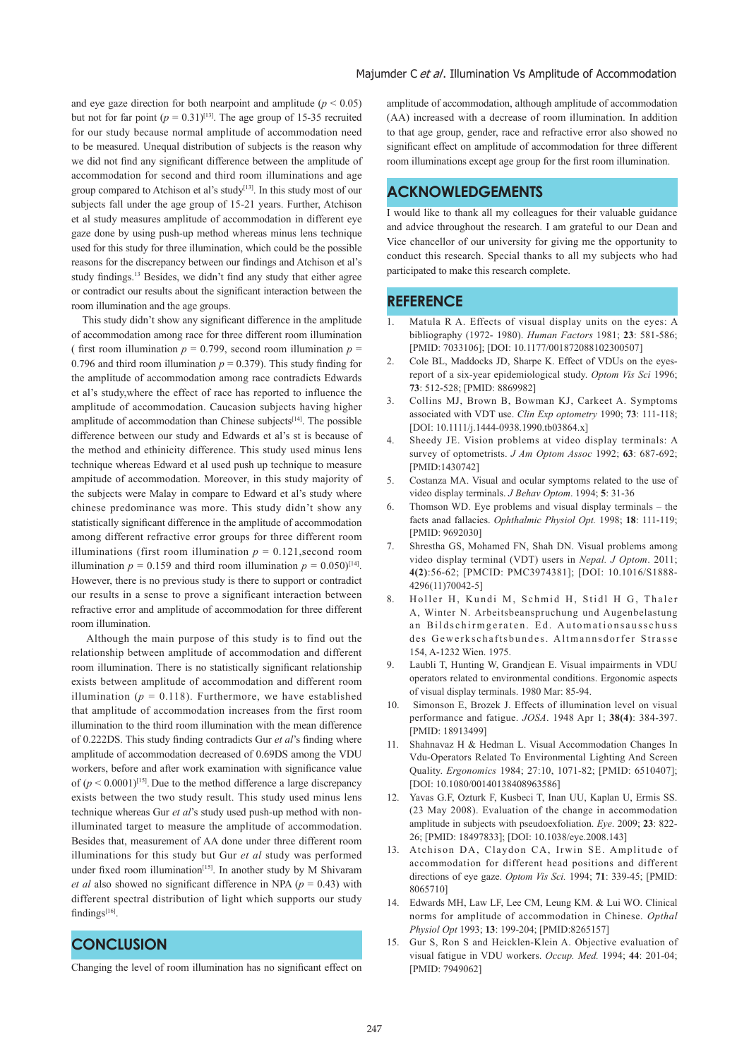and eye gaze direction for both nearpoint and amplitude ($p < 0.05$) but not for far point ($p = 0.31$)[13]. The age group of 15-35 recruited for our study because normal amplitude of accommodation need to be measured. Unequal distribution of subjects is the reason why we did not find any significant difference between the amplitude of accommodation for second and third room illuminations and age group compared to Atchison et al's study[13]. In this study most of our subjects fall under the age group of 15-21 years. Further, Atchison et al study measures amplitude of accommodation in different eye gaze done by using push-up method whereas minus lens technique used for this study for three illumination, which could be the possible reasons for the discrepancy between our findings and Atchison et al's study findings.[13] Besides, we didn't find any study that either agree or contradict our results about the significant interaction between the room illumination and the age groups.

This study didn't show any significant difference in the amplitude of accommodation among race for three different room illumination ( first room illumination $p = 0.799$, second room illumination $p = 0.796$ and third room illumination $p = 0.379$). This study finding for the amplitude of accommodation among race contradicts Edwards et al's study,where the effect of race has reported to influence the amplitude of accommodation. Caucasion subjects having higher amplitude of accommodation than Chinese subjects[14]. The possible difference between our study and Edwards et al's st is because of the method and ethinicity difference. This study used minus lens technique whereas Edward et al used push up technique to measure ampitude of accommodation. Moreover, in this study majority of the subjects were Malay in compare to Edward et al's study where chinese predominance was more. This study didn't show any statistically significant difference in the amplitude of accommodation among different refractive error groups for three different room illuminations (first room illumination $p = 0.121$,second room illumination $p = 0.159$ and third room illumination $p = 0.050$)[14]. However, there is no previous study is there to support or contradict our results in a sense to prove a significant interaction between refractive error and amplitude of accommodation for three different room illumination.

Although the main purpose of this study is to find out the relationship between amplitude of accommodation and different room illumination. There is no statistically significant relationship exists between amplitude of accommodation and different room illumination ($p = 0.118$). Furthermore, we have established that amplitude of accommodation increases from the first room illumination to the third room illumination with the mean difference of 0.222DS. This study finding contradicts Gur *et al*'s finding where amplitude of accommodation decreased of 0.69DS among the VDU workers, before and after work examination with significance value of ($p < 0.0001$)[15]. Due to the method difference a large discrepancy exists between the two study result. This study used minus lens technique whereas Gur *et al*'s study used push-up method with non-illuminated target to measure the amplitude of accommodation. Besides that, measurement of AA done under three different room illuminations for this study but Gur *et al* study was performed under fixed room illumination[15]. In another study by M Shivaram *et al* also showed no significant difference in NPA ($p = 0.43$) with different spectral distribution of light which supports our study findings[16].

## CONCLUSION

Changing the level of room illumination has no significant effect on amplitude of accommodation, although amplitude of accommodation (AA) increased with a decrease of room illumination. In addition to that age group, gender, race and refractive error also showed no significant effect on amplitude of accommodation for three different room illuminations except age group for the first room illumination.

## ACKNOWLEDGEMENTS

I would like to thank all my colleagues for their valuable guidance and advice throughout the research. I am grateful to our Dean and Vice chancellor of our university for giving me the opportunity to conduct this research. Special thanks to all my subjects who had participated to make this research complete.

## REFERENCE

1. Matula R A. Effects of visual display units on the eyes: A bibliography (1972- 1980). *Human Factors* 1981; **23**: 581-586; [PMID: 7033106]; [DOI: 10.1177/001872088102300507]
2. Cole BL, Maddocks JD, Sharpe K. Effect of VDUs on the eyes-report of a six-year epidemiological study. *Optom Vis Sci* 1996; **73**: 512-528; [PMID: 8869982]
3. Collins MJ, Brown B, Bowman KJ, Carkeet A. Symptoms associated with VDT use. *Clin Exp optometry* 1990; **73**: 111-118; [DOI: 10.1111/j.1444-0938.1990.tb03864.x]
4. Sheedy JE. Vision problems at video display terminals: A survey of optometrists. *J Am Optom Assoc* 1992; **63**: 687-692; [PMID:1430742]
5. Costanza MA. Visual and ocular symptoms related to the use of video display terminals. *J Behav Optom*. 1994; **5**: 31-36
6. Thomson WD. Eye problems and visual display terminals – the facts anad fallacies. *Ophthalmic Physiol Opt.* 1998; **18**: 111-119; [PMID: 9692030]
7. Shrestha GS, Mohamed FN, Shah DN. Visual problems among video display terminal (VDT) users in *Nepal. J Optom*. 2011; **4(2)**:56-62; [PMCID: PMC3974381]; [DOI: 10.1016/S1888-4296(11)70042-5]
8. Holler H, Kundi M, Schmid H, Stidl H G, Thaler A, Winter N. Arbeitsbeanspruchung und Augenbelastung an Bildschirmgeraten. Ed. Automationsausschuss des Gewerkschaftsbundes. Altmannsdorfer Strasse 154, A-1232 Wien. 1975.
9. Laubli T, Hunting W, Grandjean E. Visual impairments in VDU operators related to environmental conditions. Ergonomic aspects of visual display terminals. 1980 Mar: 85-94.
10. Simonson E, Brozek J. Effects of illumination level on visual performance and fatigue. *JOSA*. 1948 Apr 1; **38(4)**: 384-397. [PMID: 18913499]
11. Shahnavaz H & Hedman L. Visual Accommodation Changes In Vdu-Operators Related To Environmental Lighting And Screen Quality. *Ergonomics* 1984; 27:10, 1071-82; [PMID: 6510407]; [DOI: 10.1080/00140138408963586]
12. Yavas G.F, Ozturk F, Kusbeci T, Inan UU, Kaplan U, Ermis SS. (23 May 2008). Evaluation of the change in accommodation amplitude in subjects with pseudoexfoliation. *Eye*. 2009; **23**: 822-26; [PMID: 18497833]; [DOI: 10.1038/eye.2008.143]
13. Atchison DA, Claydon CA, Irwin SE. Amplitude of accommodation for different head positions and different directions of eye gaze. *Optom Vis Sci.* 1994; **71**: 339-45; [PMID: 8065710]
14. Edwards MH, Law LF, Lee CM, Leung KM. & Lui WO. Clinical norms for amplitude of accommodation in Chinese. *Opthal Physiol Opt* 1993; **13**: 199-204; [PMID:8265157]
15. Gur S, Ron S and Heicklen-Klein A. Objective evaluation of visual fatigue in VDU workers. *Occup. Med.* 1994; **44**: 201-04; [PMID: 7949062]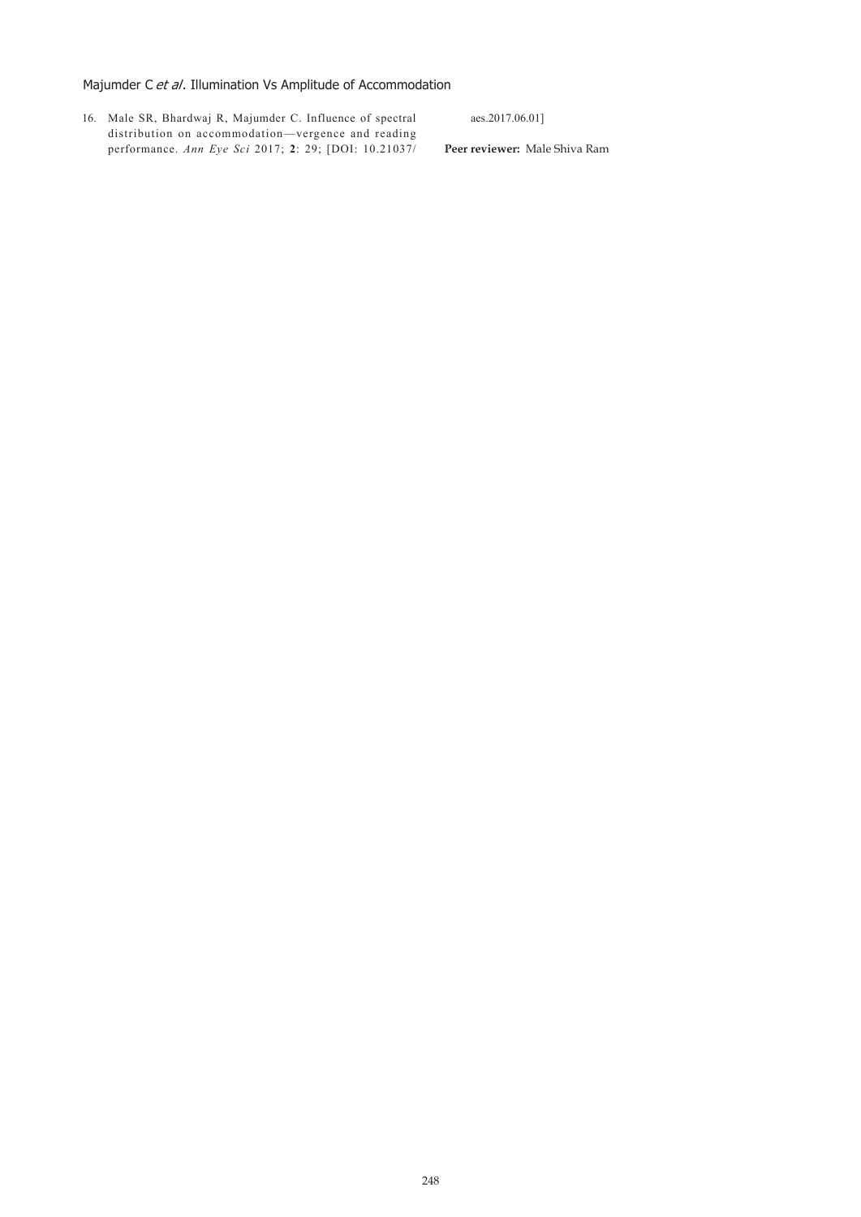16. Male SR, Bhardwaj R, Majumder C. Influence of spectral distribution on accommodation—vergence and reading performance. *Ann Eye Sci* 2017; **2**: 29; [DOI: 10.21037/aes.2017.06.01]

**Peer reviewer:** Male Shiva Ram